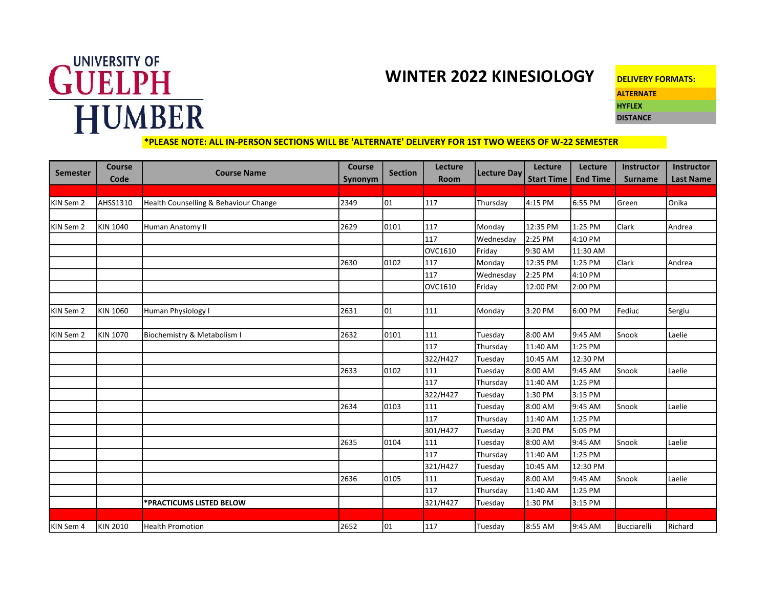UNIVERSITY OF GUELPH HUMBER

# WINTER 2022 KINESIOLOGY

**DELIVERY FORMATS:**
**ALTERNATE**
**HYFLEX**
**DISTANCE**

***PLEASE NOTE: ALL IN-PERSON SECTIONS WILL BE 'ALTERNATE' DELIVERY FOR 1ST TWO WEEKS OF W-22 SEMESTER**

| Semester | Course Code | Course Name | Course Synonym | Section | Lecture Room | Lecture Day | Lecture Start Time | Lecture End Time | Instructor Surname | Instructor Last Name |
|---|---|---|---|---|---|---|---|---|---|---|
| | | | | | | | | | | |
| KIN Sem 2 | AHSS1310 | Health Counselling & Behaviour Change | 2349 | 01 | 117 | Thursday | 4:15 PM | 6:55 PM | Green | Onika |
| | | | | | | | | | | |
| KIN Sem 2 | KIN 1040 | Human Anatomy II | 2629 | 0101 | 117 | Monday | 12:35 PM | 1:25 PM | Clark | Andrea |
| | | | | | 117 | Wednesday | 2:25 PM | 4:10 PM | | |
| | | | | | OVC1610 | Friday | 9:30 AM | 11:30 AM | | |
| | | | 2630 | 0102 | 117 | Monday | 12:35 PM | 1:25 PM | Clark | Andrea |
| | | | | | 117 | Wednesday | 2:25 PM | 4:10 PM | | |
| | | | | | OVC1610 | Friday | 12:00 PM | 2:00 PM | | |
| | | | | | | | | | | |
| KIN Sem 2 | KIN 1060 | Human Physiology I | 2631 | 01 | 111 | Monday | 3:20 PM | 6:00 PM | Fediuc | Sergiu |
| | | | | | | | | | | |
| KIN Sem 2 | KIN 1070 | Biochemistry & Metabolism I | 2632 | 0101 | 111 | Tuesday | 8:00 AM | 9:45 AM | Snook | Laelie |
| | | | | | 117 | Thursday | 11:40 AM | 1:25 PM | | |
| | | | | | 322/H427 | Tuesday | 10:45 AM | 12:30 PM | | |
| | | | 2633 | 0102 | 111 | Tuesday | 8:00 AM | 9:45 AM | Snook | Laelie |
| | | | | | 117 | Thursday | 11:40 AM | 1:25 PM | | |
| | | | | | 322/H427 | Tuesday | 1:30 PM | 3:15 PM | | |
| | | | 2634 | 0103 | 111 | Tuesday | 8:00 AM | 9:45 AM | Snook | Laelie |
| | | | | | 117 | Thursday | 11:40 AM | 1:25 PM | | |
| | | | | | 301/H427 | Tuesday | 3:20 PM | 5:05 PM | | |
| | | | 2635 | 0104 | 111 | Tuesday | 8:00 AM | 9:45 AM | Snook | Laelie |
| | | | | | 117 | Thursday | 11:40 AM | 1:25 PM | | |
| | | | | | 321/H427 | Tuesday | 10:45 AM | 12:30 PM | | |
| | | | 2636 | 0105 | 111 | Tuesday | 8:00 AM | 9:45 AM | Snook | Laelie |
| | | | | | 117 | Thursday | 11:40 AM | 1:25 PM | | |
| | | ***PRACTICUMS LISTED BELOW** | | | 321/H427 | Tuesday | 1:30 PM | 3:15 PM | | |
| | | | | | | | | | | |
| KIN Sem 4 | KIN 2010 | Health Promotion | 2652 | 01 | 117 | Tuesday | 8:55 AM | 9:45 AM | Bucciarelli | Richard |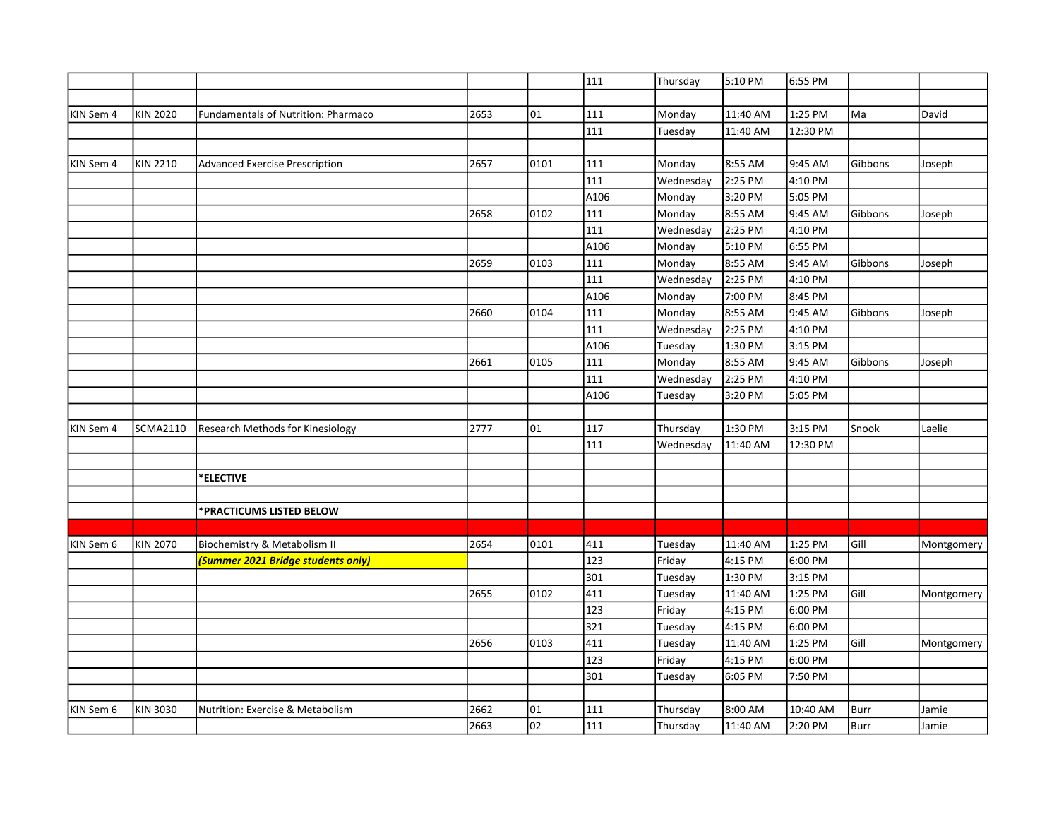| | | | | | | | | | | |
|---|---|---|---|---|---|---|---|---|---|---|
| | | | | | 111 | Thursday | 5:10 PM | 6:55 PM | | |
| | | | | | | | | | | |
| KIN Sem 4 | KIN 2020 | Fundamentals of Nutrition: Pharmaco | 2653 | 01 | 111 | Monday | 11:40 AM | 1:25 PM | Ma | David |
| | | | | | 111 | Tuesday | 11:40 AM | 12:30 PM | | |
| | | | | | | | | | | |
| KIN Sem 4 | KIN 2210 | Advanced Exercise Prescription | 2657 | 0101 | 111 | Monday | 8:55 AM | 9:45 AM | Gibbons | Joseph |
| | | | | | 111 | Wednesday | 2:25 PM | 4:10 PM | | |
| | | | | | A106 | Monday | 3:20 PM | 5:05 PM | | |
| | | | 2658 | 0102 | 111 | Monday | 8:55 AM | 9:45 AM | Gibbons | Joseph |
| | | | | | 111 | Wednesday | 2:25 PM | 4:10 PM | | |
| | | | | | A106 | Monday | 5:10 PM | 6:55 PM | | |
| | | | 2659 | 0103 | 111 | Monday | 8:55 AM | 9:45 AM | Gibbons | Joseph |
| | | | | | 111 | Wednesday | 2:25 PM | 4:10 PM | | |
| | | | | | A106 | Monday | 7:00 PM | 8:45 PM | | |
| | | | 2660 | 0104 | 111 | Monday | 8:55 AM | 9:45 AM | Gibbons | Joseph |
| | | | | | 111 | Wednesday | 2:25 PM | 4:10 PM | | |
| | | | | | A106 | Tuesday | 1:30 PM | 3:15 PM | | |
| | | | 2661 | 0105 | 111 | Monday | 8:55 AM | 9:45 AM | Gibbons | Joseph |
| | | | | | 111 | Wednesday | 2:25 PM | 4:10 PM | | |
| | | | | | A106 | Tuesday | 3:20 PM | 5:05 PM | | |
| | | | | | | | | | | |
| KIN Sem 4 | SCMA2110 | Research Methods for Kinesiology | 2777 | 01 | 117 | Thursday | 1:30 PM | 3:15 PM | Snook | Laelie |
| | | | | | 111 | Wednesday | 11:40 AM | 12:30 PM | | |
| | | | | | | | | | | |
| | | **\*ELECTIVE** | | | | | | | | |
| | | | | | | | | | | |
| | | **\*PRACTICUMS LISTED BELOW** | | | | | | | | |
| | | | | | | | | | | |
| KIN Sem 6 | KIN 2070 | Biochemistry & Metabolism II | 2654 | 0101 | 411 | Tuesday | 11:40 AM | 1:25 PM | Gill | Montgomery |
| | | ***(Summer 2021 Bridge students only)*** | | | 123 | Friday | 4:15 PM | 6:00 PM | | |
| | | | | | 301 | Tuesday | 1:30 PM | 3:15 PM | | |
| | | | 2655 | 0102 | 411 | Tuesday | 11:40 AM | 1:25 PM | Gill | Montgomery |
| | | | | | 123 | Friday | 4:15 PM | 6:00 PM | | |
| | | | | | 321 | Tuesday | 4:15 PM | 6:00 PM | | |
| | | | 2656 | 0103 | 411 | Tuesday | 11:40 AM | 1:25 PM | Gill | Montgomery |
| | | | | | 123 | Friday | 4:15 PM | 6:00 PM | | |
| | | | | | 301 | Tuesday | 6:05 PM | 7:50 PM | | |
| | | | | | | | | | | |
| KIN Sem 6 | KIN 3030 | Nutrition: Exercise & Metabolism | 2662 | 01 | 111 | Thursday | 8:00 AM | 10:40 AM | Burr | Jamie |
| | | | 2663 | 02 | 111 | Thursday | 11:40 AM | 2:20 PM | Burr | Jamie |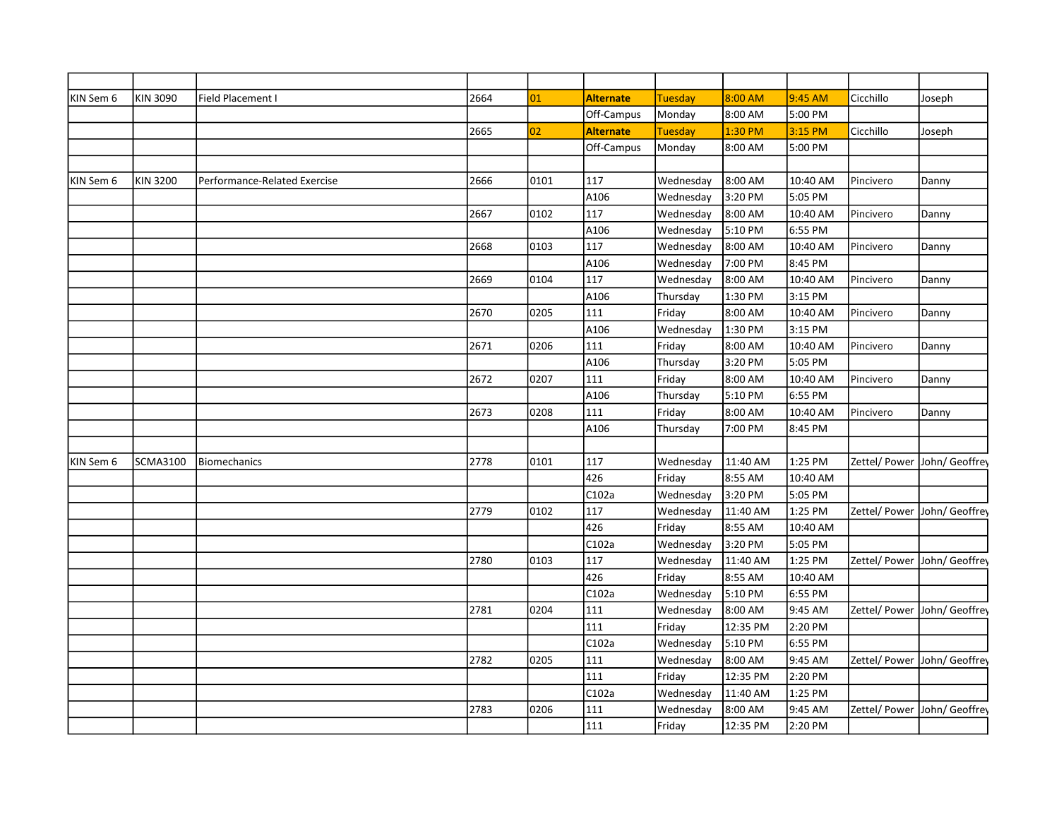| | | | | | | | | | | |
|---|---|---|---|---|---|---|---|---|---|---|
| KIN Sem 6 | KIN 3090 | Field Placement I | 2664 | 01 | **Alternate** | Tuesday | 8:00 AM | 9:45 AM | Cicchillo | Joseph |
| | | | | | Off-Campus | Monday | 8:00 AM | 5:00 PM | | |
| | | | 2665 | 02 | **Alternate** | Tuesday | 1:30 PM | 3:15 PM | Cicchillo | Joseph |
| | | | | | Off-Campus | Monday | 8:00 AM | 5:00 PM | | |
| | | | | | | | | | | |
| KIN Sem 6 | KIN 3200 | Performance-Related Exercise | 2666 | 0101 | 117 | Wednesday | 8:00 AM | 10:40 AM | Pincivero | Danny |
| | | | | | A106 | Wednesday | 3:20 PM | 5:05 PM | | |
| | | | 2667 | 0102 | 117 | Wednesday | 8:00 AM | 10:40 AM | Pincivero | Danny |
| | | | | | A106 | Wednesday | 5:10 PM | 6:55 PM | | |
| | | | 2668 | 0103 | 117 | Wednesday | 8:00 AM | 10:40 AM | Pincivero | Danny |
| | | | | | A106 | Wednesday | 7:00 PM | 8:45 PM | | |
| | | | 2669 | 0104 | 117 | Wednesday | 8:00 AM | 10:40 AM | Pincivero | Danny |
| | | | | | A106 | Thursday | 1:30 PM | 3:15 PM | | |
| | | | 2670 | 0205 | 111 | Friday | 8:00 AM | 10:40 AM | Pincivero | Danny |
| | | | | | A106 | Wednesday | 1:30 PM | 3:15 PM | | |
| | | | 2671 | 0206 | 111 | Friday | 8:00 AM | 10:40 AM | Pincivero | Danny |
| | | | | | A106 | Thursday | 3:20 PM | 5:05 PM | | |
| | | | 2672 | 0207 | 111 | Friday | 8:00 AM | 10:40 AM | Pincivero | Danny |
| | | | | | A106 | Thursday | 5:10 PM | 6:55 PM | | |
| | | | 2673 | 0208 | 111 | Friday | 8:00 AM | 10:40 AM | Pincivero | Danny |
| | | | | | A106 | Thursday | 7:00 PM | 8:45 PM | | |
| | | | | | | | | | | |
| KIN Sem 6 | SCMA3100 | Biomechanics | 2778 | 0101 | 117 | Wednesday | 11:40 AM | 1:25 PM | Zettel/ Power | John/ Geoffrey |
| | | | | | 426 | Friday | 8:55 AM | 10:40 AM | | |
| | | | | | C102a | Wednesday | 3:20 PM | 5:05 PM | | |
| | | | 2779 | 0102 | 117 | Wednesday | 11:40 AM | 1:25 PM | Zettel/ Power | John/ Geoffrey |
| | | | | | 426 | Friday | 8:55 AM | 10:40 AM | | |
| | | | | | C102a | Wednesday | 3:20 PM | 5:05 PM | | |
| | | | 2780 | 0103 | 117 | Wednesday | 11:40 AM | 1:25 PM | Zettel/ Power | John/ Geoffrey |
| | | | | | 426 | Friday | 8:55 AM | 10:40 AM | | |
| | | | | | C102a | Wednesday | 5:10 PM | 6:55 PM | | |
| | | | 2781 | 0204 | 111 | Wednesday | 8:00 AM | 9:45 AM | Zettel/ Power | John/ Geoffrey |
| | | | | | 111 | Friday | 12:35 PM | 2:20 PM | | |
| | | | | | C102a | Wednesday | 5:10 PM | 6:55 PM | | |
| | | | 2782 | 0205 | 111 | Wednesday | 8:00 AM | 9:45 AM | Zettel/ Power | John/ Geoffrey |
| | | | | | 111 | Friday | 12:35 PM | 2:20 PM | | |
| | | | | | C102a | Wednesday | 11:40 AM | 1:25 PM | | |
| | | | 2783 | 0206 | 111 | Wednesday | 8:00 AM | 9:45 AM | Zettel/ Power | John/ Geoffrey |
| | | | | | 111 | Friday | 12:35 PM | 2:20 PM | | |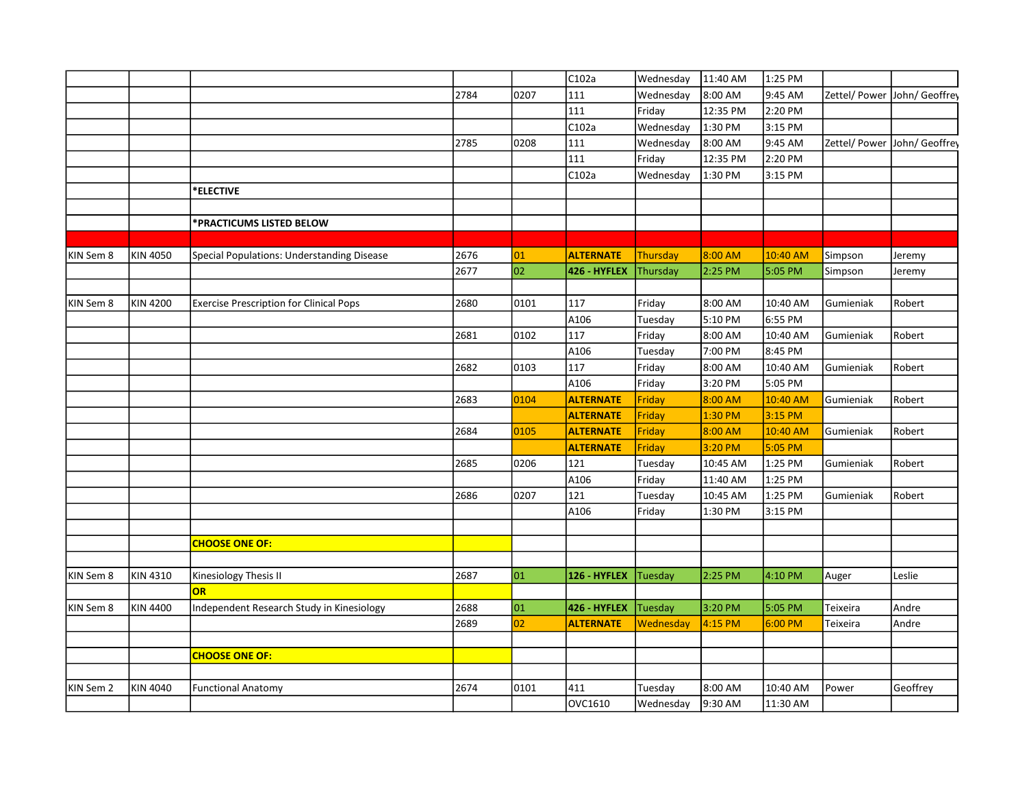| | | | | | | | | | | |
|---|---|---|---|---|---|---|---|---|---|---|
| | | | | | C102a | Wednesday | 11:40 AM | 1:25 PM | | |
| | | | 2784 | 0207 | 111 | Wednesday | 8:00 AM | 9:45 AM | Zettel/ Power | John/ Geoffrey |
| | | | | | 111 | Friday | 12:35 PM | 2:20 PM | | |
| | | | | | C102a | Wednesday | 1:30 PM | 3:15 PM | | |
| | | | 2785 | 0208 | 111 | Wednesday | 8:00 AM | 9:45 AM | Zettel/ Power | John/ Geoffrey |
| | | | | | 111 | Friday | 12:35 PM | 2:20 PM | | |
| | | | | | C102a | Wednesday | 1:30 PM | 3:15 PM | | |
| | | **\*ELECTIVE** | | | | | | | | |
| | | | | | | | | | | |
| | | **\*PRACTICUMS LISTED BELOW** | | | | | | | | |
| | | | | | | | | | | |
| KIN Sem 8 | KIN 4050 | Special Populations: Understanding Disease | 2676 | 01 | **ALTERNATE** | Thursday | 8:00 AM | 10:40 AM | Simpson | Jeremy |
| | | | 2677 | 02 | **426 - HYFLEX** | Thursday | 2:25 PM | 5:05 PM | Simpson | Jeremy |
| | | | | | | | | | | |
| KIN Sem 8 | KIN 4200 | Exercise Prescription for Clinical Pops | 2680 | 0101 | 117 | Friday | 8:00 AM | 10:40 AM | Gumieniak | Robert |
| | | | | | A106 | Tuesday | 5:10 PM | 6:55 PM | | |
| | | | 2681 | 0102 | 117 | Friday | 8:00 AM | 10:40 AM | Gumieniak | Robert |
| | | | | | A106 | Tuesday | 7:00 PM | 8:45 PM | | |
| | | | 2682 | 0103 | 117 | Friday | 8:00 AM | 10:40 AM | Gumieniak | Robert |
| | | | | | A106 | Friday | 3:20 PM | 5:05 PM | | |
| | | | 2683 | 0104 | **ALTERNATE** | Friday | 8:00 AM | 10:40 AM | Gumieniak | Robert |
| | | | | | **ALTERNATE** | Friday | 1:30 PM | 3:15 PM | | |
| | | | 2684 | 0105 | **ALTERNATE** | Friday | 8:00 AM | 10:40 AM | Gumieniak | Robert |
| | | | | | **ALTERNATE** | Friday | 3:20 PM | 5:05 PM | | |
| | | | 2685 | 0206 | 121 | Tuesday | 10:45 AM | 1:25 PM | Gumieniak | Robert |
| | | | | | A106 | Friday | 11:40 AM | 1:25 PM | | |
| | | | 2686 | 0207 | 121 | Tuesday | 10:45 AM | 1:25 PM | Gumieniak | Robert |
| | | | | | A106 | Friday | 1:30 PM | 3:15 PM | | |
| | | | | | | | | | | |
| | | **CHOOSE ONE OF:** | | | | | | | | |
| | | | | | | | | | | |
| KIN Sem 8 | KIN 4310 | Kinesiology Thesis II | 2687 | 01 | **126 - HYFLEX** | Tuesday | 2:25 PM | 4:10 PM | Auger | Leslie |
| | | **OR** | | | | | | | | |
| KIN Sem 8 | KIN 4400 | Independent Research Study in Kinesiology | 2688 | 01 | **426 - HYFLEX** | Tuesday | 3:20 PM | 5:05 PM | Teixeira | Andre |
| | | | 2689 | 02 | **ALTERNATE** | Wednesday | 4:15 PM | 6:00 PM | Teixeira | Andre |
| | | | | | | | | | | |
| | | **CHOOSE ONE OF:** | | | | | | | | |
| | | | | | | | | | | |
| KIN Sem 2 | KIN 4040 | Functional Anatomy | 2674 | 0101 | 411 | Tuesday | 8:00 AM | 10:40 AM | Power | Geoffrey |
| | | | | | OVC1610 | Wednesday | 9:30 AM | 11:30 AM | | |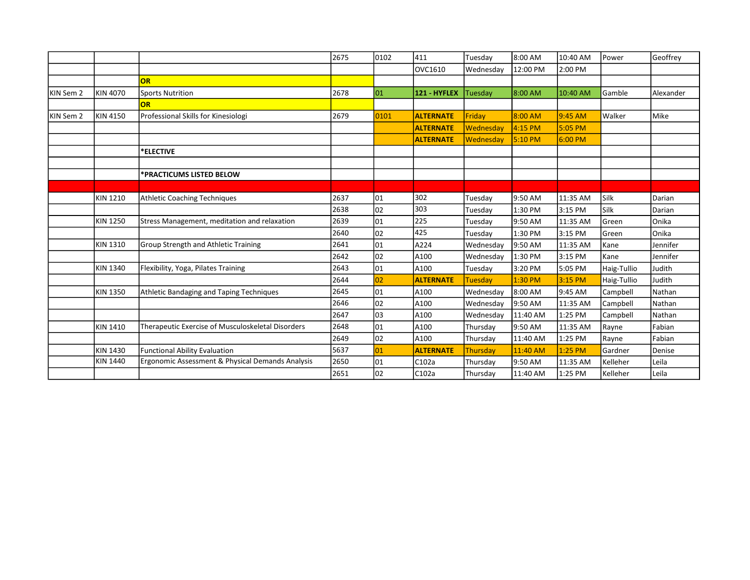| | | | | | | | | | |
|---|---|---|---|---|---|---|---|---|---|
| | | | 2675 | 0102 | 411 | Tuesday | 8:00 AM | 10:40 AM | Power | Geoffrey |
| | | | | | OVC1610 | Wednesday | 12:00 PM | 2:00 PM | | |
| | | **OR** | | | | | | | | |
| KIN Sem 2 | KIN 4070 | Sports Nutrition | 2678 | 01 | **121 - HYFLEX** | Tuesday | 8:00 AM | 10:40 AM | Gamble | Alexander |
| | | **OR** | | | | | | | | |
| KIN Sem 2 | KIN 4150 | Professional Skills for Kinesiologi | 2679 | 0101 | **ALTERNATE** | Friday | 8:00 AM | 9:45 AM | Walker | Mike |
| | | | | | **ALTERNATE** | Wednesday | 4:15 PM | 5:05 PM | | |
| | | | | | **ALTERNATE** | Wednesday | 5:10 PM | 6:00 PM | | |
| | | ***ELECTIVE** | | | | | | | | |
| | | | | | | | | | | |
| | | ***PRACTICUMS LISTED BELOW** | | | | | | | | |
| | | | | | | | | | | |
| | KIN 1210 | Athletic Coaching Techniques | 2637 | 01 | 302 | Tuesday | 9:50 AM | 11:35 AM | Silk | Darian |
| | | | 2638 | 02 | 303 | Tuesday | 1:30 PM | 3:15 PM | Silk | Darian |
| | KIN 1250 | Stress Management, meditation and relaxation | 2639 | 01 | 225 | Tuesday | 9:50 AM | 11:35 AM | Green | Onika |
| | | | 2640 | 02 | 425 | Tuesday | 1:30 PM | 3:15 PM | Green | Onika |
| | KIN 1310 | Group Strength and Athletic Training | 2641 | 01 | A224 | Wednesday | 9:50 AM | 11:35 AM | Kane | Jennifer |
| | | | 2642 | 02 | A100 | Wednesday | 1:30 PM | 3:15 PM | Kane | Jennifer |
| | KIN 1340 | Flexibility, Yoga, Pilates Training | 2643 | 01 | A100 | Tuesday | 3:20 PM | 5:05 PM | Haig-Tullio | Judith |
| | | | 2644 | 02 | **ALTERNATE** | Tuesday | 1:30 PM | 3:15 PM | Haig-Tullio | Judith |
| | KIN 1350 | Athletic Bandaging and Taping Techniques | 2645 | 01 | A100 | Wednesday | 8:00 AM | 9:45 AM | Campbell | Nathan |
| | | | 2646 | 02 | A100 | Wednesday | 9:50 AM | 11:35 AM | Campbell | Nathan |
| | | | 2647 | 03 | A100 | Wednesday | 11:40 AM | 1:25 PM | Campbell | Nathan |
| | KIN 1410 | Therapeutic Exercise of Musculoskeletal Disorders | 2648 | 01 | A100 | Thursday | 9:50 AM | 11:35 AM | Rayne | Fabian |
| | | | 2649 | 02 | A100 | Thursday | 11:40 AM | 1:25 PM | Rayne | Fabian |
| | KIN 1430 | Functional Ability Evaluation | 5637 | 01 | **ALTERNATE** | Thursday | 11:40 AM | 1:25 PM | Gardner | Denise |
| | KIN 1440 | Ergonomic Assessment & Physical Demands Analysis | 2650 | 01 | C102a | Thursday | 9:50 AM | 11:35 AM | Kelleher | Leila |
| | | | 2651 | 02 | C102a | Thursday | 11:40 AM | 1:25 PM | Kelleher | Leila |